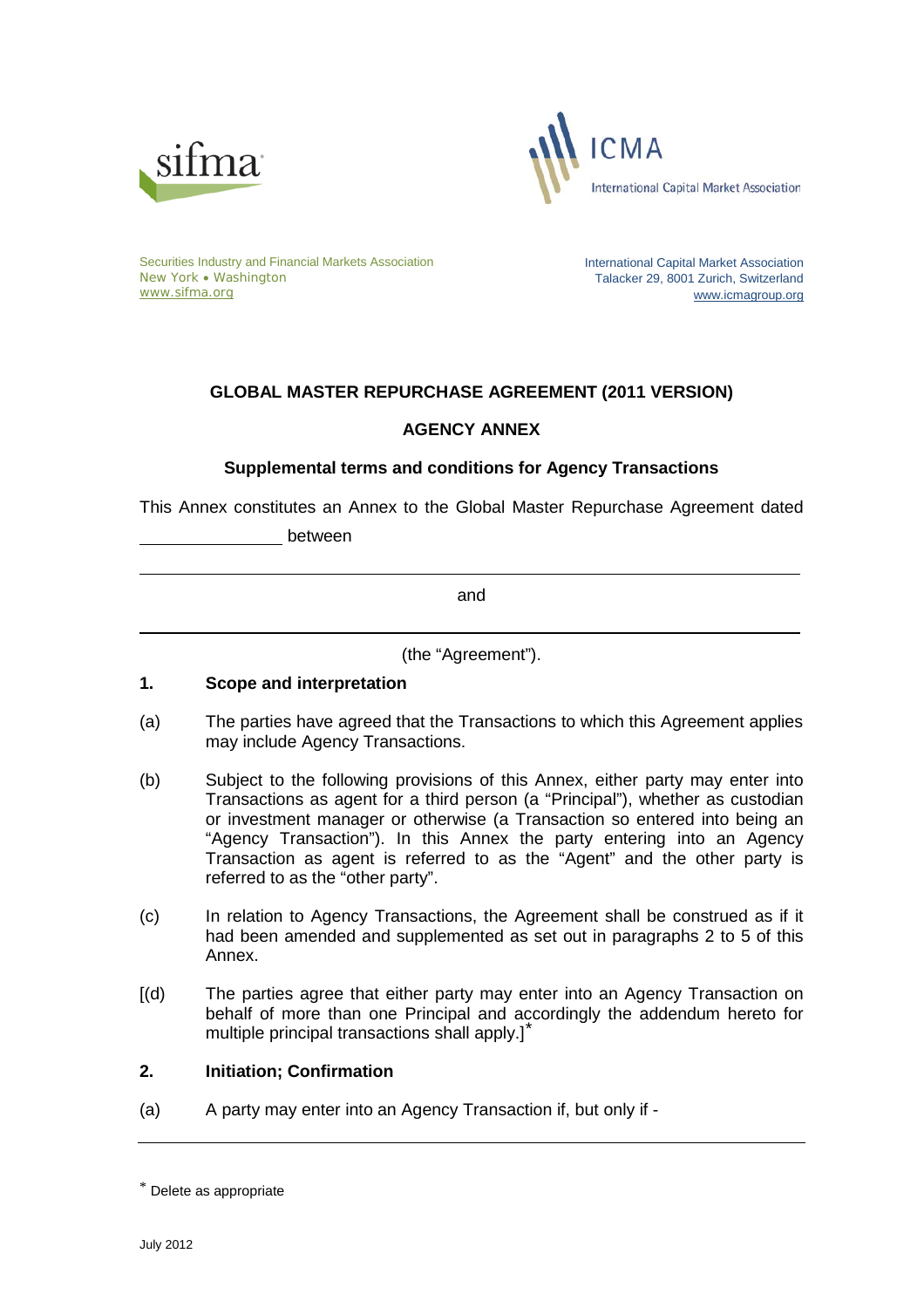sifma

ICMA
International Capital Market Association

Securities Industry and Financial Markets Association
New York • Washington
www.sifma.org

International Capital Market Association
Talacker 29, 8001 Zurich, Switzerland
www.icmagroup.org

# GLOBAL MASTER REPURCHASE AGREEMENT (2011 VERSION)

## AGENCY ANNEX

### Supplemental terms and conditions for Agency Transactions

This Annex constitutes an Annex to the Global Master Repurchase Agreement dated _______________ between

_______________________________________________________________

and

_______________________________________________________________

(the "Agreement").

**1. Scope and interpretation**

(a) The parties have agreed that the Transactions to which this Agreement applies may include Agency Transactions.

(b) Subject to the following provisions of this Annex, either party may enter into Transactions as agent for a third person (a "Principal"), whether as custodian or investment manager or otherwise (a Transaction so entered into being an "Agency Transaction"). In this Annex the party entering into an Agency Transaction as agent is referred to as the "Agent" and the other party is referred to as the "other party".

(c) In relation to Agency Transactions, the Agreement shall be construed as if it had been amended and supplemented as set out in paragraphs 2 to 5 of this Annex.

[(d) The parties agree that either party may enter into an Agency Transaction on behalf of more than one Principal and accordingly the addendum hereto for multiple principal transactions shall apply.]*

**2. Initiation; Confirmation**

(a) A party may enter into an Agency Transaction if, but only if -

* Delete as appropriate

July 2012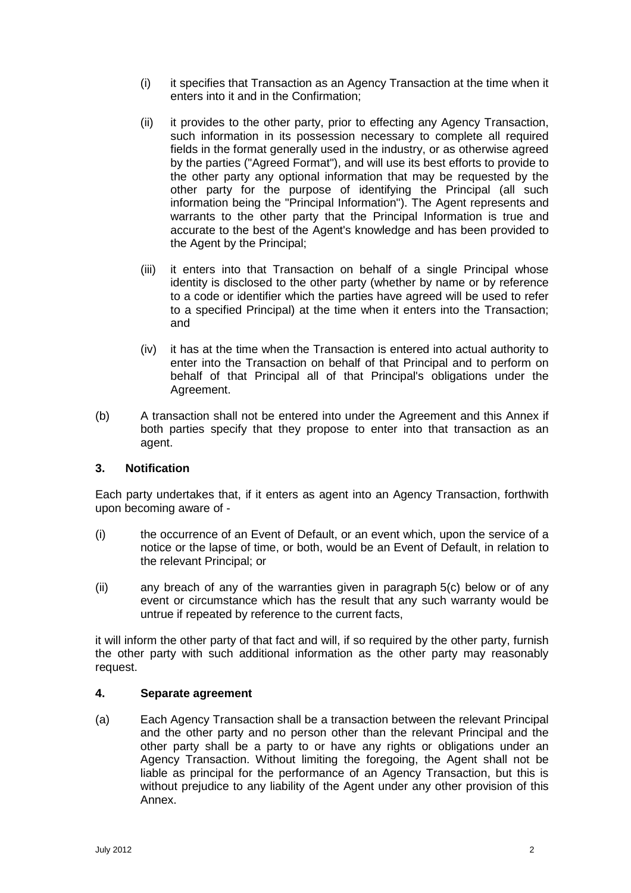(i) it specifies that Transaction as an Agency Transaction at the time when it enters into it and in the Confirmation;

(ii) it provides to the other party, prior to effecting any Agency Transaction, such information in its possession necessary to complete all required fields in the format generally used in the industry, or as otherwise agreed by the parties ("Agreed Format"), and will use its best efforts to provide to the other party any optional information that may be requested by the other party for the purpose of identifying the Principal (all such information being the "Principal Information"). The Agent represents and warrants to the other party that the Principal Information is true and accurate to the best of the Agent's knowledge and has been provided to the Agent by the Principal;

(iii) it enters into that Transaction on behalf of a single Principal whose identity is disclosed to the other party (whether by name or by reference to a code or identifier which the parties have agreed will be used to refer to a specified Principal) at the time when it enters into the Transaction; and

(iv) it has at the time when the Transaction is entered into actual authority to enter into the Transaction on behalf of that Principal and to perform on behalf of that Principal all of that Principal's obligations under the Agreement.

(b) A transaction shall not be entered into under the Agreement and this Annex if both parties specify that they propose to enter into that transaction as an agent.

### 3. Notification

Each party undertakes that, if it enters as agent into an Agency Transaction, forthwith upon becoming aware of -

(i) the occurrence of an Event of Default, or an event which, upon the service of a notice or the lapse of time, or both, would be an Event of Default, in relation to the relevant Principal; or

(ii) any breach of any of the warranties given in paragraph 5(c) below or of any event or circumstance which has the result that any such warranty would be untrue if repeated by reference to the current facts,

it will inform the other party of that fact and will, if so required by the other party, furnish the other party with such additional information as the other party may reasonably request.

### 4. Separate agreement

(a) Each Agency Transaction shall be a transaction between the relevant Principal and the other party and no person other than the relevant Principal and the other party shall be a party to or have any rights or obligations under an Agency Transaction. Without limiting the foregoing, the Agent shall not be liable as principal for the performance of an Agency Transaction, but this is without prejudice to any liability of the Agent under any other provision of this Annex.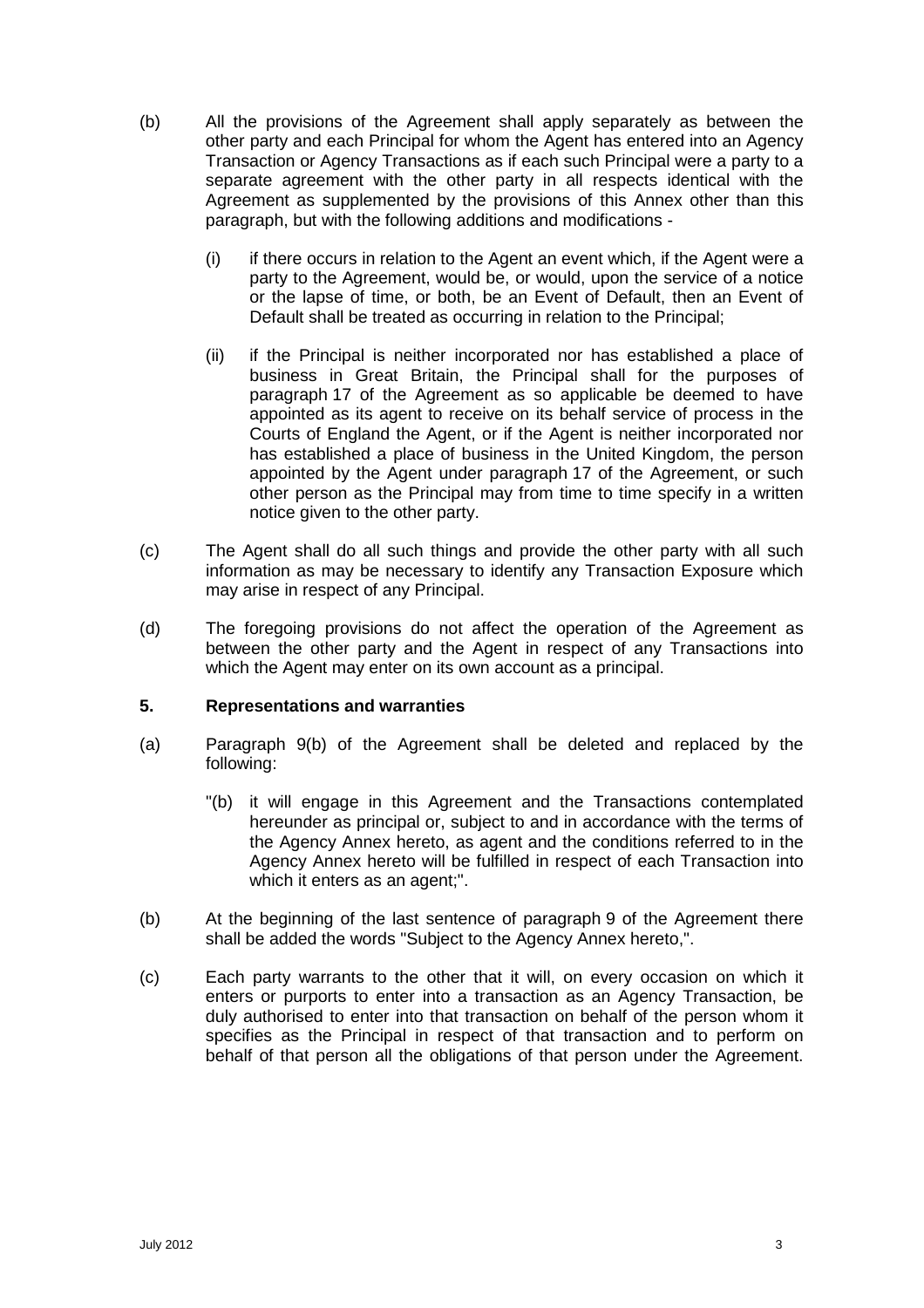(b) All the provisions of the Agreement shall apply separately as between the other party and each Principal for whom the Agent has entered into an Agency Transaction or Agency Transactions as if each such Principal were a party to a separate agreement with the other party in all respects identical with the Agreement as supplemented by the provisions of this Annex other than this paragraph, but with the following additions and modifications -

   (i) if there occurs in relation to the Agent an event which, if the Agent were a party to the Agreement, would be, or would, upon the service of a notice or the lapse of time, or both, be an Event of Default, then an Event of Default shall be treated as occurring in relation to the Principal;

   (ii) if the Principal is neither incorporated nor has established a place of business in Great Britain, the Principal shall for the purposes of paragraph 17 of the Agreement as so applicable be deemed to have appointed as its agent to receive on its behalf service of process in the Courts of England the Agent, or if the Agent is neither incorporated nor has established a place of business in the United Kingdom, the person appointed by the Agent under paragraph 17 of the Agreement, or such other person as the Principal may from time to time specify in a written notice given to the other party.

(c) The Agent shall do all such things and provide the other party with all such information as may be necessary to identify any Transaction Exposure which may arise in respect of any Principal.

(d) The foregoing provisions do not affect the operation of the Agreement as between the other party and the Agent in respect of any Transactions into which the Agent may enter on its own account as a principal.

**5. Representations and warranties**

(a) Paragraph 9(b) of the Agreement shall be deleted and replaced by the following:

   "(b) it will engage in this Agreement and the Transactions contemplated hereunder as principal or, subject to and in accordance with the terms of the Agency Annex hereto, as agent and the conditions referred to in the Agency Annex hereto will be fulfilled in respect of each Transaction into which it enters as an agent;".

(b) At the beginning of the last sentence of paragraph 9 of the Agreement there shall be added the words "Subject to the Agency Annex hereto,".

(c) Each party warrants to the other that it will, on every occasion on which it enters or purports to enter into a transaction as an Agency Transaction, be duly authorised to enter into that transaction on behalf of the person whom it specifies as the Principal in respect of that transaction and to perform on behalf of that person all the obligations of that person under the Agreement.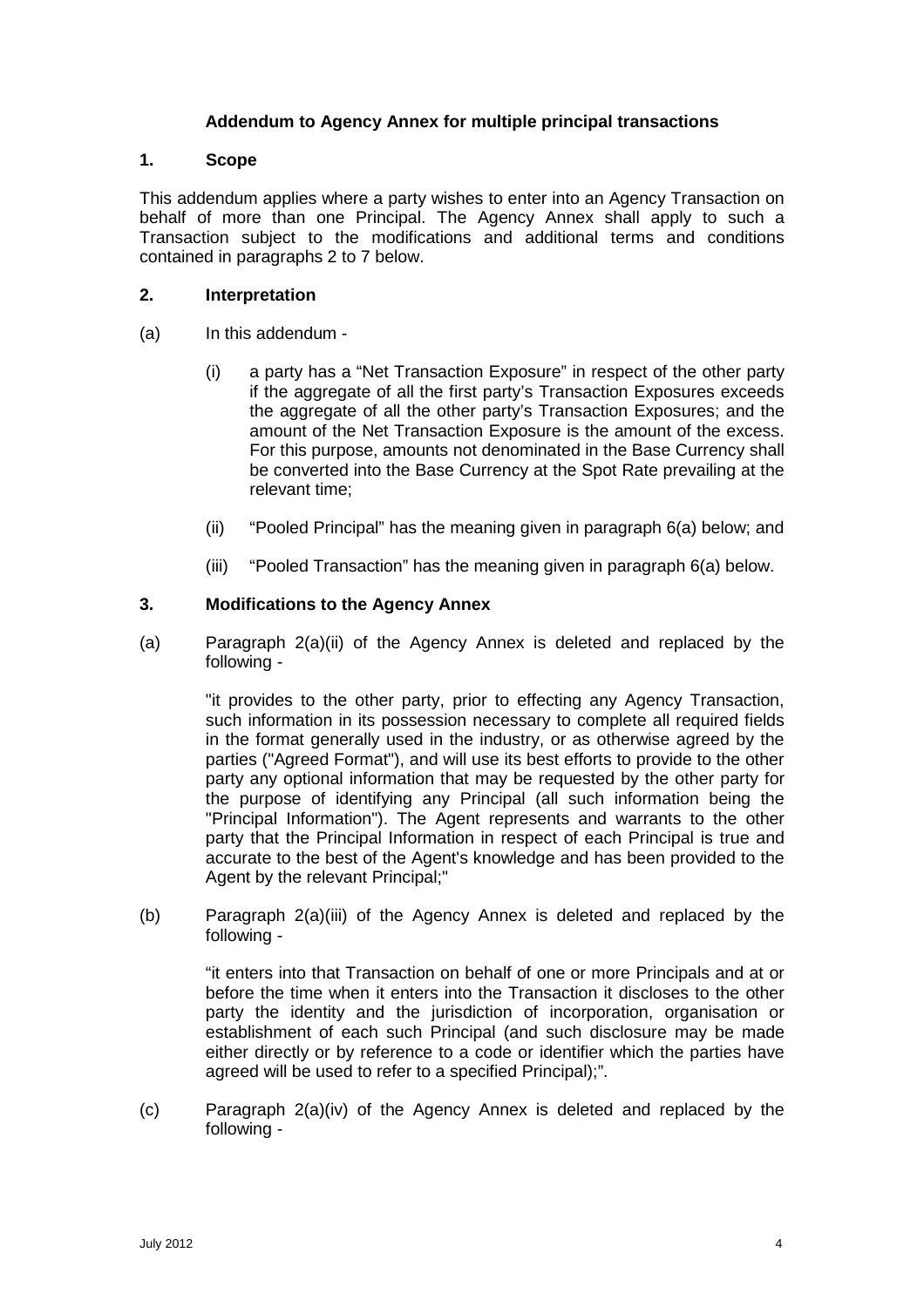**Addendum to Agency Annex for multiple principal transactions**

**1. Scope**

This addendum applies where a party wishes to enter into an Agency Transaction on behalf of more than one Principal. The Agency Annex shall apply to such a Transaction subject to the modifications and additional terms and conditions contained in paragraphs 2 to 7 below.

**2. Interpretation**

(a) In this addendum -

(i) a party has a "Net Transaction Exposure" in respect of the other party if the aggregate of all the first party's Transaction Exposures exceeds the aggregate of all the other party's Transaction Exposures; and the amount of the Net Transaction Exposure is the amount of the excess. For this purpose, amounts not denominated in the Base Currency shall be converted into the Base Currency at the Spot Rate prevailing at the relevant time;

(ii) "Pooled Principal" has the meaning given in paragraph 6(a) below; and

(iii) "Pooled Transaction" has the meaning given in paragraph 6(a) below.

**3. Modifications to the Agency Annex**

(a) Paragraph 2(a)(ii) of the Agency Annex is deleted and replaced by the following -

"it provides to the other party, prior to effecting any Agency Transaction, such information in its possession necessary to complete all required fields in the format generally used in the industry, or as otherwise agreed by the parties ("Agreed Format"), and will use its best efforts to provide to the other party any optional information that may be requested by the other party for the purpose of identifying any Principal (all such information being the "Principal Information"). The Agent represents and warrants to the other party that the Principal Information in respect of each Principal is true and accurate to the best of the Agent's knowledge and has been provided to the Agent by the relevant Principal;"

(b) Paragraph 2(a)(iii) of the Agency Annex is deleted and replaced by the following -

"it enters into that Transaction on behalf of one or more Principals and at or before the time when it enters into the Transaction it discloses to the other party the identity and the jurisdiction of incorporation, organisation or establishment of each such Principal (and such disclosure may be made either directly or by reference to a code or identifier which the parties have agreed will be used to refer to a specified Principal);".

(c) Paragraph 2(a)(iv) of the Agency Annex is deleted and replaced by the following -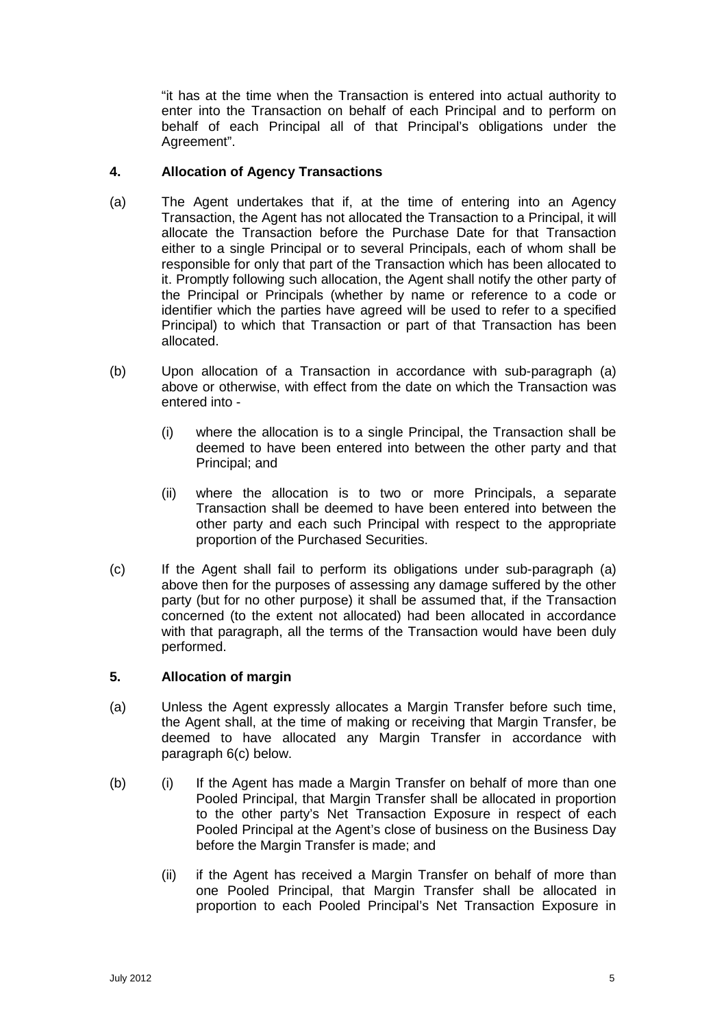"it has at the time when the Transaction is entered into actual authority to enter into the Transaction on behalf of each Principal and to perform on behalf of each Principal all of that Principal's obligations under the Agreement".

**4. Allocation of Agency Transactions**

(a) The Agent undertakes that if, at the time of entering into an Agency Transaction, the Agent has not allocated the Transaction to a Principal, it will allocate the Transaction before the Purchase Date for that Transaction either to a single Principal or to several Principals, each of whom shall be responsible for only that part of the Transaction which has been allocated to it. Promptly following such allocation, the Agent shall notify the other party of the Principal or Principals (whether by name or reference to a code or identifier which the parties have agreed will be used to refer to a specified Principal) to which that Transaction or part of that Transaction has been allocated.

(b) Upon allocation of a Transaction in accordance with sub-paragraph (a) above or otherwise, with effect from the date on which the Transaction was entered into -

(i) where the allocation is to a single Principal, the Transaction shall be deemed to have been entered into between the other party and that Principal; and

(ii) where the allocation is to two or more Principals, a separate Transaction shall be deemed to have been entered into between the other party and each such Principal with respect to the appropriate proportion of the Purchased Securities.

(c) If the Agent shall fail to perform its obligations under sub-paragraph (a) above then for the purposes of assessing any damage suffered by the other party (but for no other purpose) it shall be assumed that, if the Transaction concerned (to the extent not allocated) had been allocated in accordance with that paragraph, all the terms of the Transaction would have been duly performed.

**5. Allocation of margin**

(a) Unless the Agent expressly allocates a Margin Transfer before such time, the Agent shall, at the time of making or receiving that Margin Transfer, be deemed to have allocated any Margin Transfer in accordance with paragraph 6(c) below.

(b) (i) If the Agent has made a Margin Transfer on behalf of more than one Pooled Principal, that Margin Transfer shall be allocated in proportion to the other party's Net Transaction Exposure in respect of each Pooled Principal at the Agent's close of business on the Business Day before the Margin Transfer is made; and

(ii) if the Agent has received a Margin Transfer on behalf of more than one Pooled Principal, that Margin Transfer shall be allocated in proportion to each Pooled Principal's Net Transaction Exposure in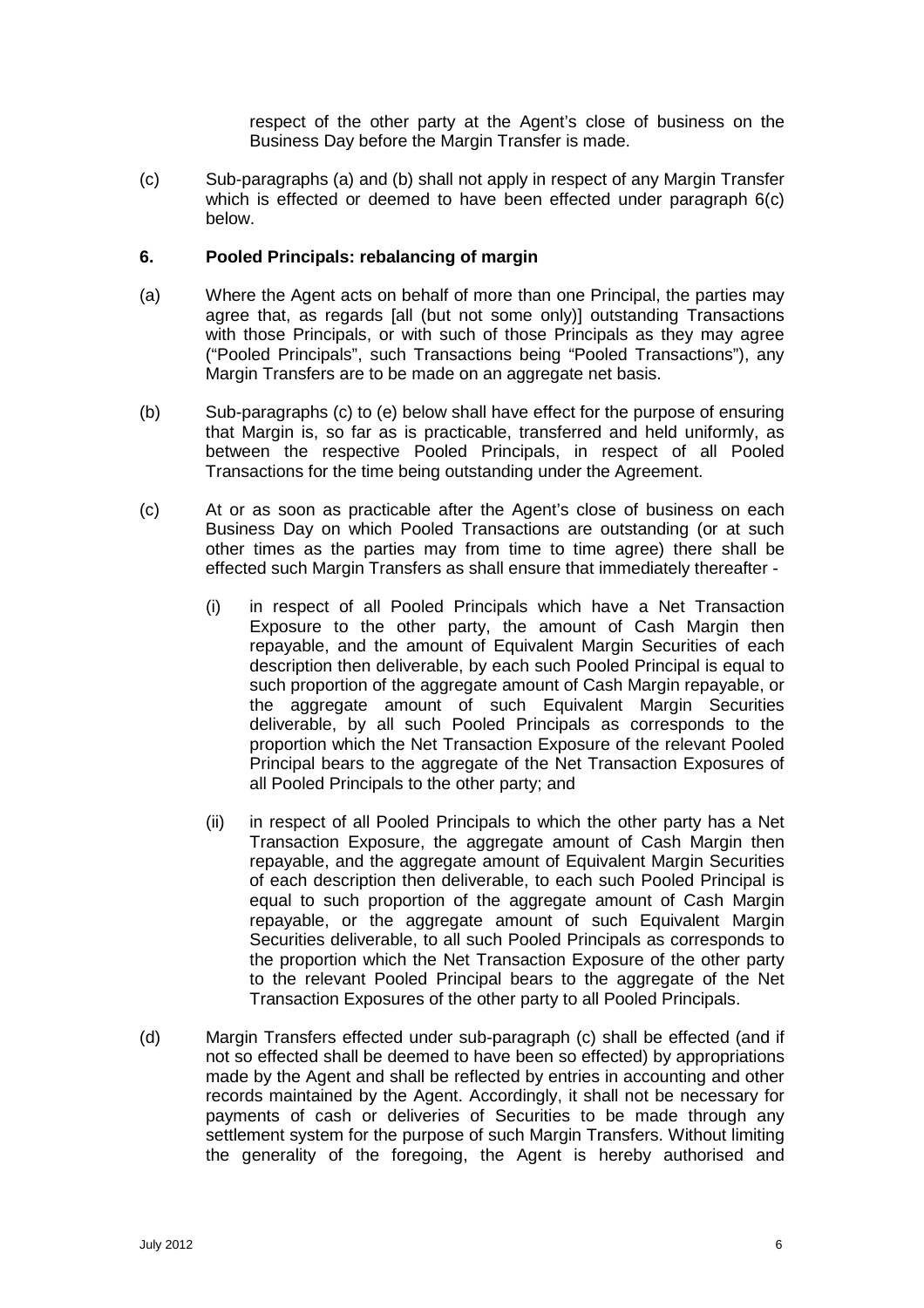respect of the other party at the Agent's close of business on the Business Day before the Margin Transfer is made.

(c) Sub-paragraphs (a) and (b) shall not apply in respect of any Margin Transfer which is effected or deemed to have been effected under paragraph 6(c) below.

**6. Pooled Principals: rebalancing of margin**

(a) Where the Agent acts on behalf of more than one Principal, the parties may agree that, as regards [all (but not some only)] outstanding Transactions with those Principals, or with such of those Principals as they may agree ("Pooled Principals", such Transactions being "Pooled Transactions"), any Margin Transfers are to be made on an aggregate net basis.

(b) Sub-paragraphs (c) to (e) below shall have effect for the purpose of ensuring that Margin is, so far as is practicable, transferred and held uniformly, as between the respective Pooled Principals, in respect of all Pooled Transactions for the time being outstanding under the Agreement.

(c) At or as soon as practicable after the Agent's close of business on each Business Day on which Pooled Transactions are outstanding (or at such other times as the parties may from time to time agree) there shall be effected such Margin Transfers as shall ensure that immediately thereafter -

(i) in respect of all Pooled Principals which have a Net Transaction Exposure to the other party, the amount of Cash Margin then repayable, and the amount of Equivalent Margin Securities of each description then deliverable, by each such Pooled Principal is equal to such proportion of the aggregate amount of Cash Margin repayable, or the aggregate amount of such Equivalent Margin Securities deliverable, by all such Pooled Principals as corresponds to the proportion which the Net Transaction Exposure of the relevant Pooled Principal bears to the aggregate of the Net Transaction Exposures of all Pooled Principals to the other party; and

(ii) in respect of all Pooled Principals to which the other party has a Net Transaction Exposure, the aggregate amount of Cash Margin then repayable, and the aggregate amount of Equivalent Margin Securities of each description then deliverable, to each such Pooled Principal is equal to such proportion of the aggregate amount of Cash Margin repayable, or the aggregate amount of such Equivalent Margin Securities deliverable, to all such Pooled Principals as corresponds to the proportion which the Net Transaction Exposure of the other party to the relevant Pooled Principal bears to the aggregate of the Net Transaction Exposures of the other party to all Pooled Principals.

(d) Margin Transfers effected under sub-paragraph (c) shall be effected (and if not so effected shall be deemed to have been so effected) by appropriations made by the Agent and shall be reflected by entries in accounting and other records maintained by the Agent. Accordingly, it shall not be necessary for payments of cash or deliveries of Securities to be made through any settlement system for the purpose of such Margin Transfers. Without limiting the generality of the foregoing, the Agent is hereby authorised and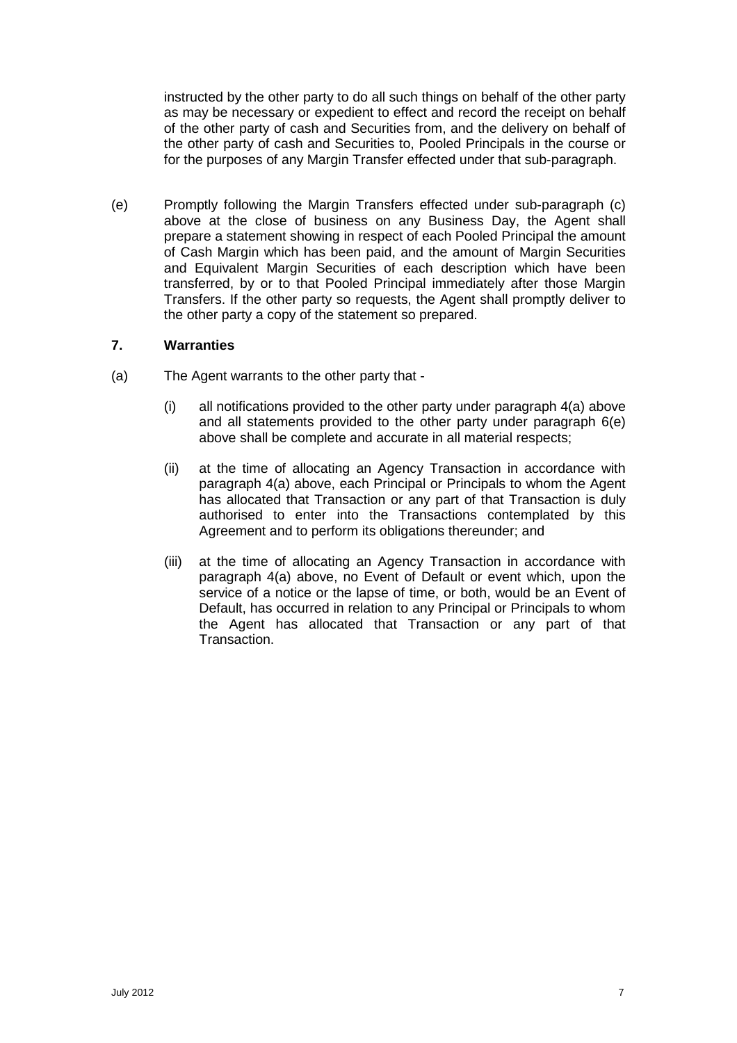instructed by the other party to do all such things on behalf of the other party as may be necessary or expedient to effect and record the receipt on behalf of the other party of cash and Securities from, and the delivery on behalf of the other party of cash and Securities to, Pooled Principals in the course or for the purposes of any Margin Transfer effected under that sub-paragraph.

(e) Promptly following the Margin Transfers effected under sub-paragraph (c) above at the close of business on any Business Day, the Agent shall prepare a statement showing in respect of each Pooled Principal the amount of Cash Margin which has been paid, and the amount of Margin Securities and Equivalent Margin Securities of each description which have been transferred, by or to that Pooled Principal immediately after those Margin Transfers. If the other party so requests, the Agent shall promptly deliver to the other party a copy of the statement so prepared.

**7. Warranties**

(a) The Agent warrants to the other party that -

(i) all notifications provided to the other party under paragraph 4(a) above and all statements provided to the other party under paragraph 6(e) above shall be complete and accurate in all material respects;

(ii) at the time of allocating an Agency Transaction in accordance with paragraph 4(a) above, each Principal or Principals to whom the Agent has allocated that Transaction or any part of that Transaction is duly authorised to enter into the Transactions contemplated by this Agreement and to perform its obligations thereunder; and

(iii) at the time of allocating an Agency Transaction in accordance with paragraph 4(a) above, no Event of Default or event which, upon the service of a notice or the lapse of time, or both, would be an Event of Default, has occurred in relation to any Principal or Principals to whom the Agent has allocated that Transaction or any part of that Transaction.

July 2012